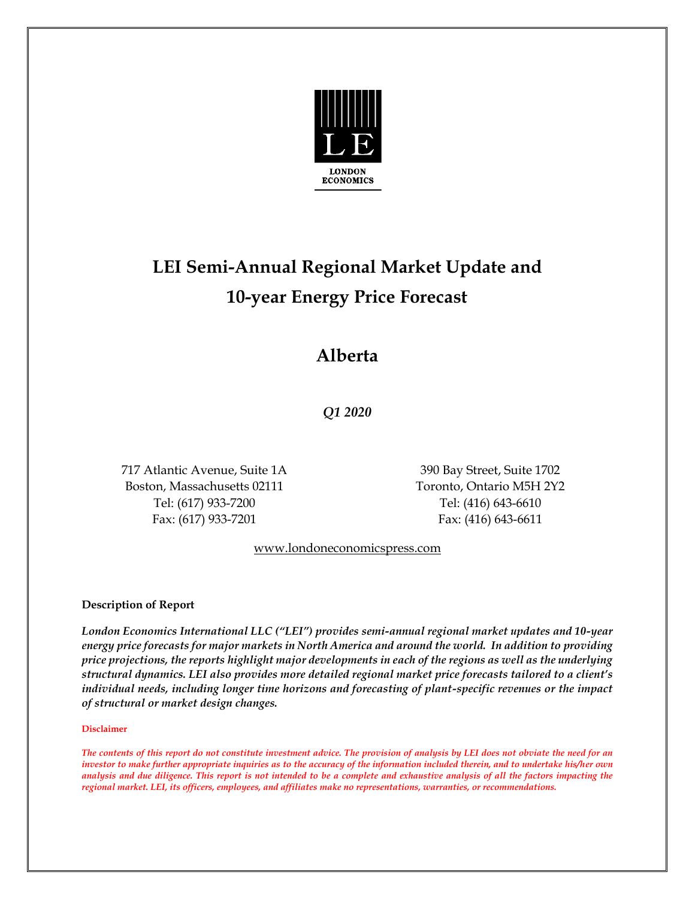LE

LONDON ECONOMICS

# LEI Semi-Annual Regional Market Update and 10-year Energy Price Forecast

## Alberta

*Q1 2020*

717 Atlantic Avenue, Suite 1A
Boston, Massachusetts 02111
Tel: (617) 933-7200
Fax: (617) 933-7201

390 Bay Street, Suite 1702
Toronto, Ontario M5H 2Y2
Tel: (416) 643-6610
Fax: (416) 643-6611

www.londoneconomicspress.com

**Description of Report**

***London Economics International LLC ("LEI") provides semi-annual regional market updates and 10-year energy price forecasts for major markets in North America and around the world. In addition to providing price projections, the reports highlight major developments in each of the regions as well as the underlying structural dynamics. LEI also provides more detailed regional market price forecasts tailored to a client's individual needs, including longer time horizons and forecasting of plant-specific revenues or the impact of structural or market design changes.***

**Disclaimer**

***The contents of this report do not constitute investment advice. The provision of analysis by LEI does not obviate the need for an investor to make further appropriate inquiries as to the accuracy of the information included therein, and to undertake his/her own analysis and due diligence. This report is not intended to be a complete and exhaustive analysis of all the factors impacting the regional market. LEI, its officers, employees, and affiliates make no representations, warranties, or recommendations.***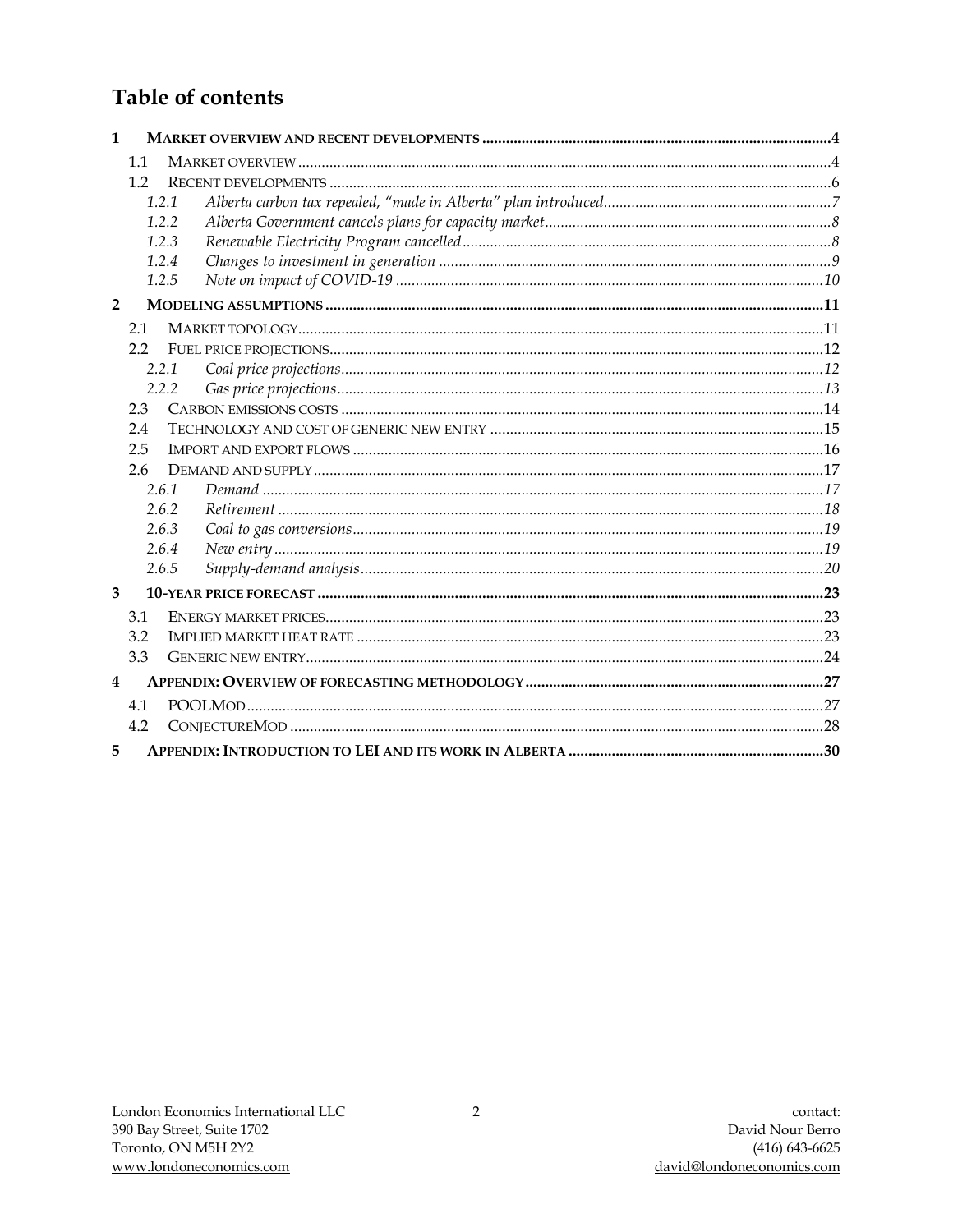# Table of contents

1 Market overview and recent developments ....................................................................................4
- 1.1 Market overview ....................................................................................4
- 1.2 Recent developments ....................................................................................6
  - 1.2.1 *Alberta carbon tax repealed, "made in Alberta" plan introduced*....................................................................................7
  - 1.2.2 *Alberta Government cancels plans for capacity market*....................................................................................8
  - 1.2.3 *Renewable Electricity Program cancelled*....................................................................................8
  - 1.2.4 *Changes to investment in generation* ....................................................................................9
  - 1.2.5 *Note on impact of COVID-19* ....................................................................................10

2 Modeling assumptions ....................................................................................11
- 2.1 Market topology....................................................................................11
- 2.2 Fuel price projections....................................................................................12
  - 2.2.1 *Coal price projections*....................................................................................12
  - 2.2.2 *Gas price projections*....................................................................................13
- 2.3 Carbon emissions costs ....................................................................................14
- 2.4 Technology and cost of generic new entry ....................................................................................15
- 2.5 Import and export flows ....................................................................................16
- 2.6 Demand and supply....................................................................................17
  - 2.6.1 *Demand* ....................................................................................17
  - 2.6.2 *Retirement* ....................................................................................18
  - 2.6.3 *Coal to gas conversions*....................................................................................19
  - 2.6.4 *New entry* ....................................................................................19
  - 2.6.5 *Supply-demand analysis*....................................................................................20

3 10-year price forecast ....................................................................................23
- 3.1 Energy market prices....................................................................................23
- 3.2 Implied market heat rate ....................................................................................23
- 3.3 Generic new entry....................................................................................24

4 Appendix: Overview of forecasting methodology ....................................................................................27
- 4.1 POOLMod....................................................................................27
- 4.2 ConjectureMod ....................................................................................28

5 Appendix: Introduction to LEI and its work in Alberta ....................................................................................30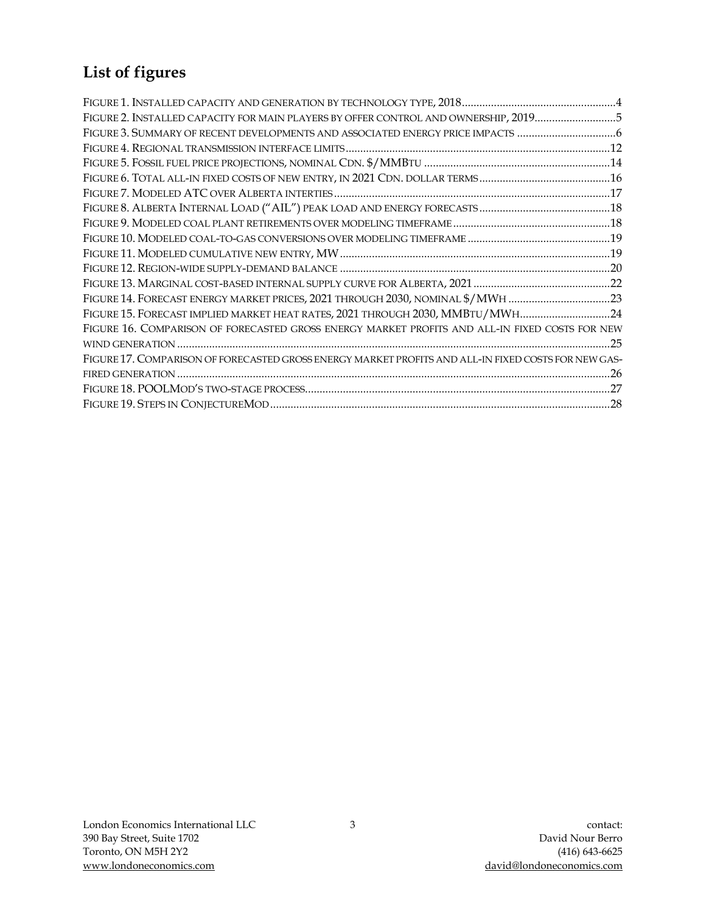## List of figures

Figure 1. Installed capacity and generation by technology type, 2018 .....4
Figure 2. Installed capacity for main players by offer control and ownership, 2019 .....5
Figure 3. Summary of recent developments and associated energy price impacts .....6
Figure 4. Regional transmission interface limits .....12
Figure 5. Fossil fuel price projections, nominal Cdn. $/MMBtu .....14
Figure 6. Total all-in fixed costs of new entry, in 2021 Cdn. dollar terms .....16
Figure 7. Modeled ATC over Alberta interties .....17
Figure 8. Alberta Internal Load ("AIL") peak load and energy forecasts .....18
Figure 9. Modeled coal plant retirements over modeling timeframe .....18
Figure 10. Modeled coal-to-gas conversions over modeling timeframe .....19
Figure 11. Modeled cumulative new entry, MW .....19
Figure 12. Region-wide supply-demand balance .....20
Figure 13. Marginal cost-based internal supply curve for Alberta, 2021 .....22
Figure 14. Forecast energy market prices, 2021 through 2030, nominal $/MWh .....23
Figure 15. Forecast implied market heat rates, 2021 through 2030, MMBtu/MWh .....24
Figure 16. Comparison of forecasted gross energy market profits and all-in fixed costs for new wind generation .....25
Figure 17. Comparison of forecasted gross energy market profits and all-in fixed costs for new gas-fired generation .....26
Figure 18. POOLMod's two-stage process .....27
Figure 19. Steps in ConjectureMod .....28

London Economics International LLC
390 Bay Street, Suite 1702
Toronto, ON M5H 2Y2
www.londoneconomics.com

contact:
David Nour Berro
(416) 643-6625
david@londoneconomics.com